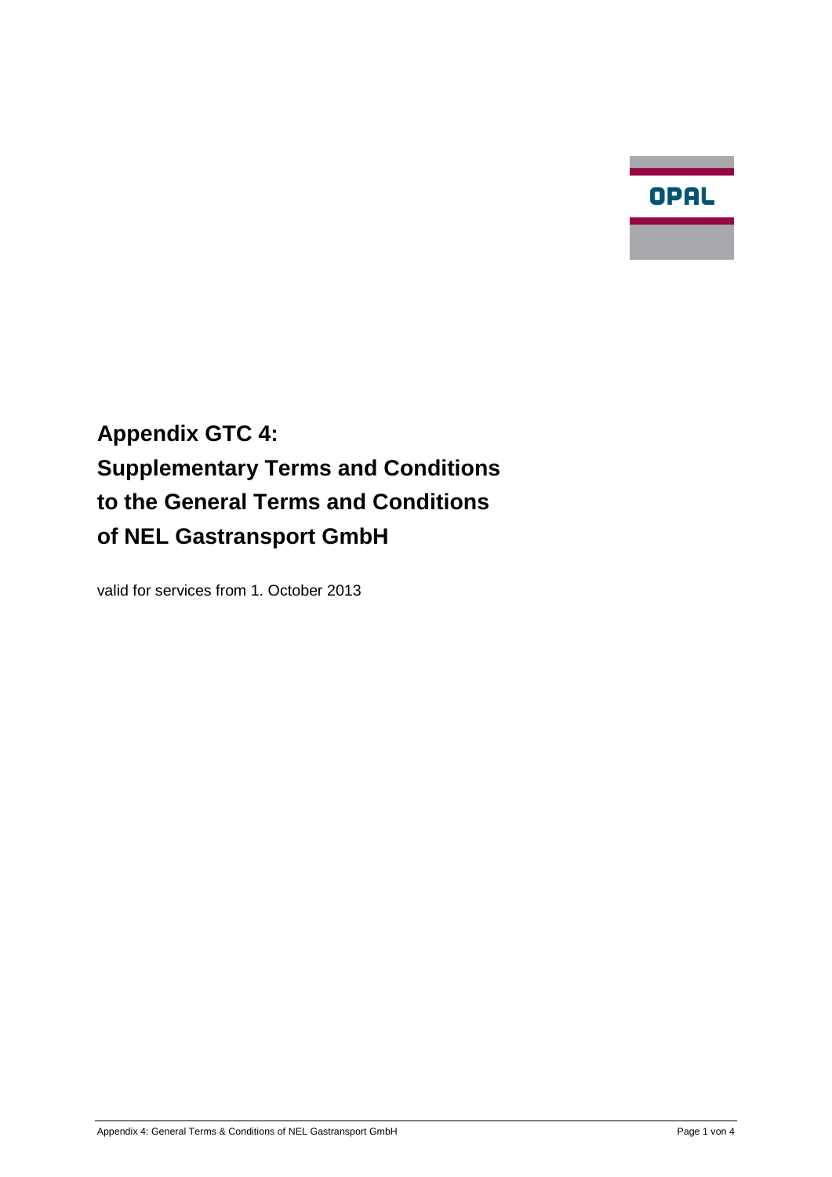OPAL

# Appendix GTC 4: Supplementary Terms and Conditions to the General Terms and Conditions of NEL Gastransport GmbH

valid for services from 1. October 2013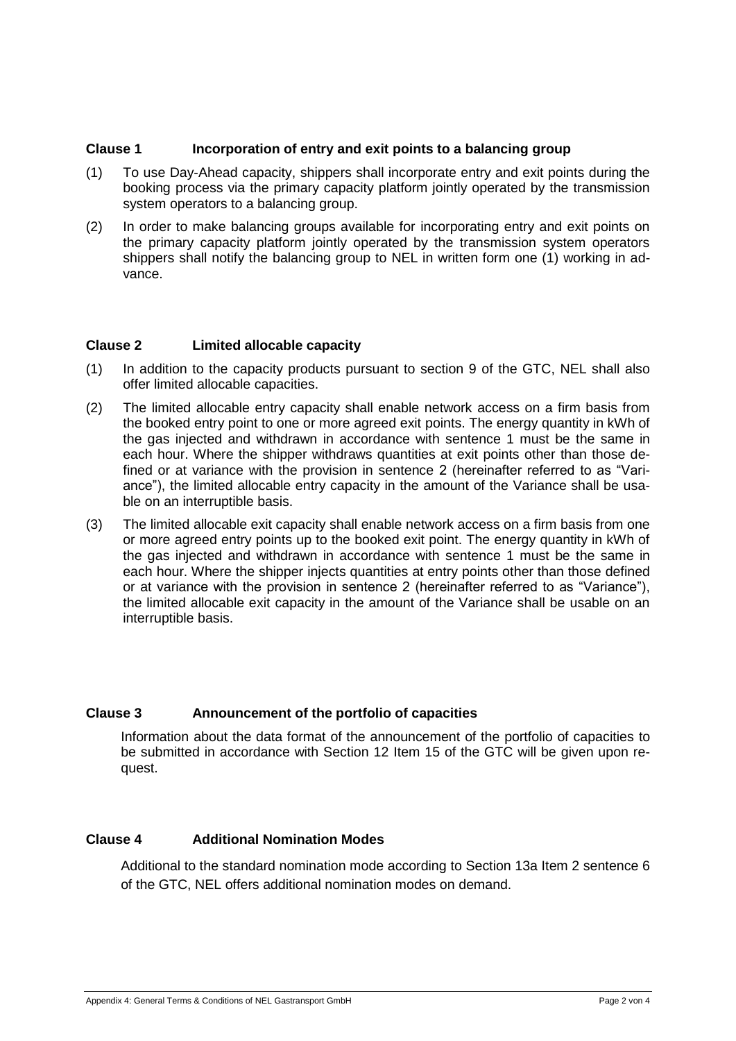## Clause 1 Incorporation of entry and exit points to a balancing group

(1) To use Day-Ahead capacity, shippers shall incorporate entry and exit points during the booking process via the primary capacity platform jointly operated by the transmission system operators to a balancing group.

(2) In order to make balancing groups available for incorporating entry and exit points on the primary capacity platform jointly operated by the transmission system operators shippers shall notify the balancing group to NEL in written form one (1) working in advance.

## Clause 2 Limited allocable capacity

(1) In addition to the capacity products pursuant to section 9 of the GTC, NEL shall also offer limited allocable capacities.

(2) The limited allocable entry capacity shall enable network access on a firm basis from the booked entry point to one or more agreed exit points. The energy quantity in kWh of the gas injected and withdrawn in accordance with sentence 1 must be the same in each hour. Where the shipper withdraws quantities at exit points other than those defined or at variance with the provision in sentence 2 (hereinafter referred to as "Variance"), the limited allocable entry capacity in the amount of the Variance shall be usable on an interruptible basis.

(3) The limited allocable exit capacity shall enable network access on a firm basis from one or more agreed entry points up to the booked exit point. The energy quantity in kWh of the gas injected and withdrawn in accordance with sentence 1 must be the same in each hour. Where the shipper injects quantities at entry points other than those defined or at variance with the provision in sentence 2 (hereinafter referred to as "Variance"), the limited allocable exit capacity in the amount of the Variance shall be usable on an interruptible basis.

## Clause 3 Announcement of the portfolio of capacities

Information about the data format of the announcement of the portfolio of capacities to be submitted in accordance with Section 12 Item 15 of the GTC will be given upon request.

## Clause 4 Additional Nomination Modes

Additional to the standard nomination mode according to Section 13a Item 2 sentence 6 of the GTC, NEL offers additional nomination modes on demand.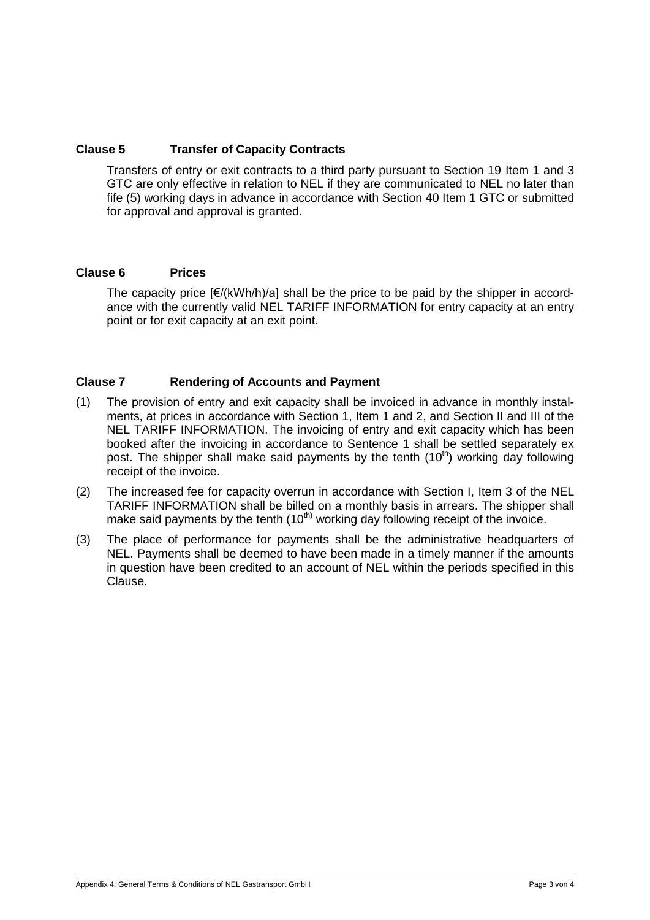## Clause 5 Transfer of Capacity Contracts

Transfers of entry or exit contracts to a third party pursuant to Section 19 Item 1 and 3 GTC are only effective in relation to NEL if they are communicated to NEL no later than fife (5) working days in advance in accordance with Section 40 Item 1 GTC or submitted for approval and approval is granted.

## Clause 6 Prices

The capacity price [€/(kWh/h)/a] shall be the price to be paid by the shipper in accordance with the currently valid NEL TARIFF INFORMATION for entry capacity at an entry point or for exit capacity at an exit point.

## Clause 7 Rendering of Accounts and Payment

(1) The provision of entry and exit capacity shall be invoiced in advance in monthly instalments, at prices in accordance with Section 1, Item 1 and 2, and Section II and III of the NEL TARIFF INFORMATION. The invoicing of entry and exit capacity which has been booked after the invoicing in accordance to Sentence 1 shall be settled separately ex post. The shipper shall make said payments by the tenth (10th) working day following receipt of the invoice.

(2) The increased fee for capacity overrun in accordance with Section I, Item 3 of the NEL TARIFF INFORMATION shall be billed on a monthly basis in arrears. The shipper shall make said payments by the tenth (10th) working day following receipt of the invoice.

(3) The place of performance for payments shall be the administrative headquarters of NEL. Payments shall be deemed to have been made in a timely manner if the amounts in question have been credited to an account of NEL within the periods specified in this Clause.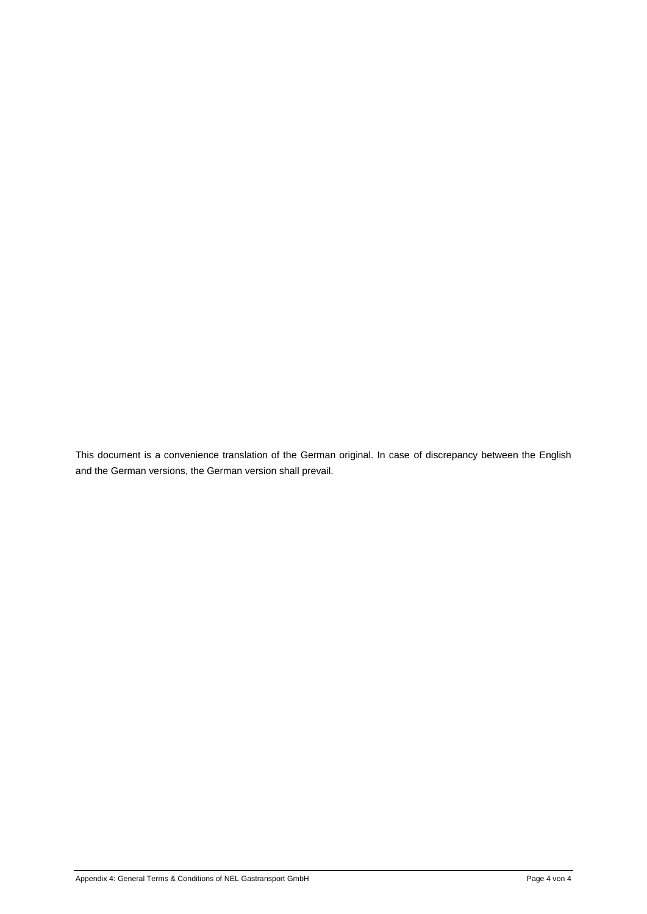This document is a convenience translation of the German original. In case of discrepancy between the English and the German versions, the German version shall prevail.